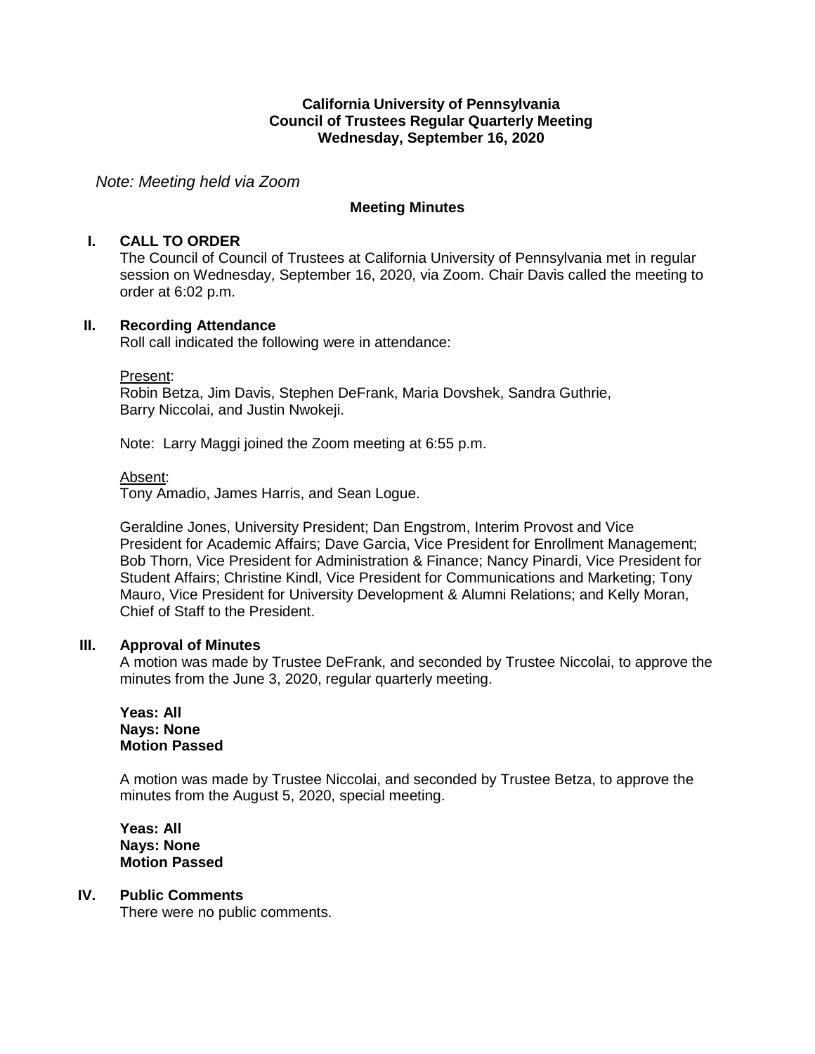**California University of Pennsylvania**
**Council of Trustees Regular Quarterly Meeting**
**Wednesday, September 16, 2020**

*Note: Meeting held via Zoom*

**Meeting Minutes**

## I. CALL TO ORDER

The Council of Council of Trustees at California University of Pennsylvania met in regular session on Wednesday, September 16, 2020, via Zoom. Chair Davis called the meeting to order at 6:02 p.m.

## II. Recording Attendance

Roll call indicated the following were in attendance:

Present:
Robin Betza, Jim Davis, Stephen DeFrank, Maria Dovshek, Sandra Guthrie, Barry Niccolai, and Justin Nwokeji.

Note: Larry Maggi joined the Zoom meeting at 6:55 p.m.

Absent:
Tony Amadio, James Harris, and Sean Logue.

Geraldine Jones, University President; Dan Engstrom, Interim Provost and Vice President for Academic Affairs; Dave Garcia, Vice President for Enrollment Management; Bob Thorn, Vice President for Administration & Finance; Nancy Pinardi, Vice President for Student Affairs; Christine Kindl, Vice President for Communications and Marketing; Tony Mauro, Vice President for University Development & Alumni Relations; and Kelly Moran, Chief of Staff to the President.

## III. Approval of Minutes

A motion was made by Trustee DeFrank, and seconded by Trustee Niccolai, to approve the minutes from the June 3, 2020, regular quarterly meeting.

**Yeas: All**
**Nays: None**
**Motion Passed**

A motion was made by Trustee Niccolai, and seconded by Trustee Betza, to approve the minutes from the August 5, 2020, special meeting.

**Yeas: All**
**Nays: None**
**Motion Passed**

## IV. Public Comments

There were no public comments.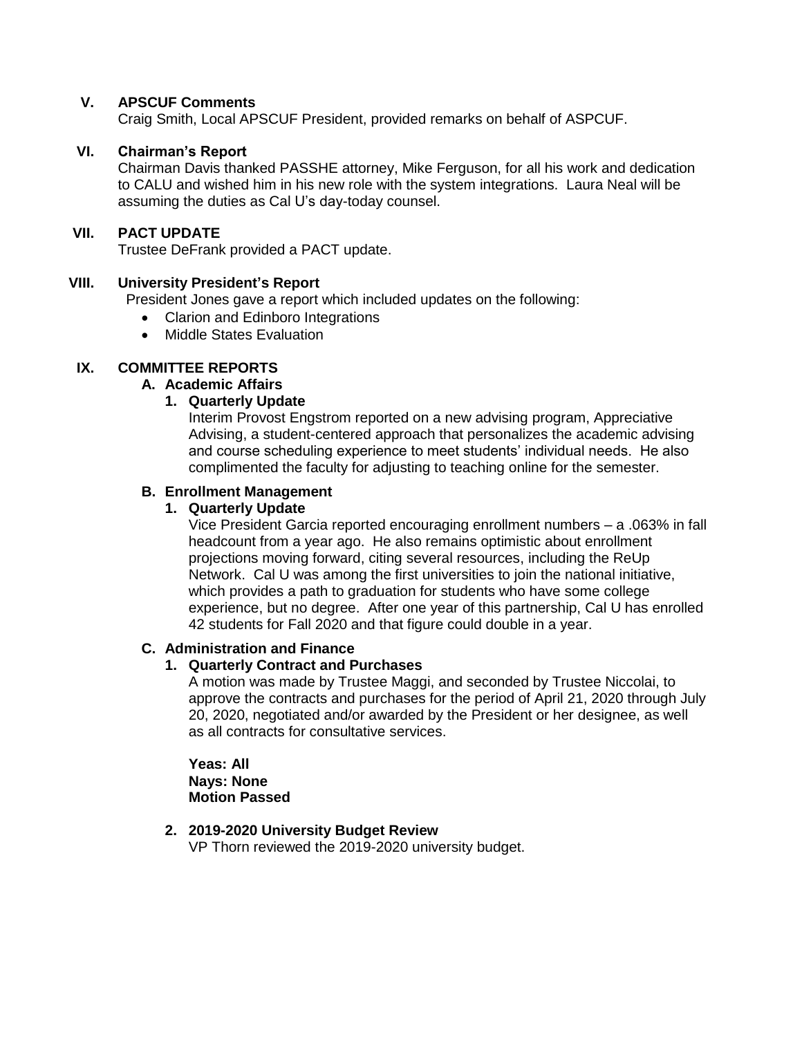## V. APSCUF Comments

Craig Smith, Local APSCUF President, provided remarks on behalf of ASPCUF.

## VI. Chairman's Report

Chairman Davis thanked PASSHE attorney, Mike Ferguson, for all his work and dedication to CALU and wished him in his new role with the system integrations. Laura Neal will be assuming the duties as Cal U's day-today counsel.

## VII. PACT UPDATE

Trustee DeFrank provided a PACT update.

## VIII. University President's Report

President Jones gave a report which included updates on the following:

- Clarion and Edinboro Integrations
- Middle States Evaluation

## IX. COMMITTEE REPORTS

### A. Academic Affairs

#### 1. Quarterly Update

Interim Provost Engstrom reported on a new advising program, Appreciative Advising, a student-centered approach that personalizes the academic advising and course scheduling experience to meet students' individual needs. He also complimented the faculty for adjusting to teaching online for the semester.

### B. Enrollment Management

#### 1. Quarterly Update

Vice President Garcia reported encouraging enrollment numbers – a .063% in fall headcount from a year ago. He also remains optimistic about enrollment projections moving forward, citing several resources, including the ReUp Network. Cal U was among the first universities to join the national initiative, which provides a path to graduation for students who have some college experience, but no degree. After one year of this partnership, Cal U has enrolled 42 students for Fall 2020 and that figure could double in a year.

### C. Administration and Finance

#### 1. Quarterly Contract and Purchases

A motion was made by Trustee Maggi, and seconded by Trustee Niccolai, to approve the contracts and purchases for the period of April 21, 2020 through July 20, 2020, negotiated and/or awarded by the President or her designee, as well as all contracts for consultative services.

**Yeas: All**
**Nays: None**
**Motion Passed**

#### 2. 2019-2020 University Budget Review

VP Thorn reviewed the 2019-2020 university budget.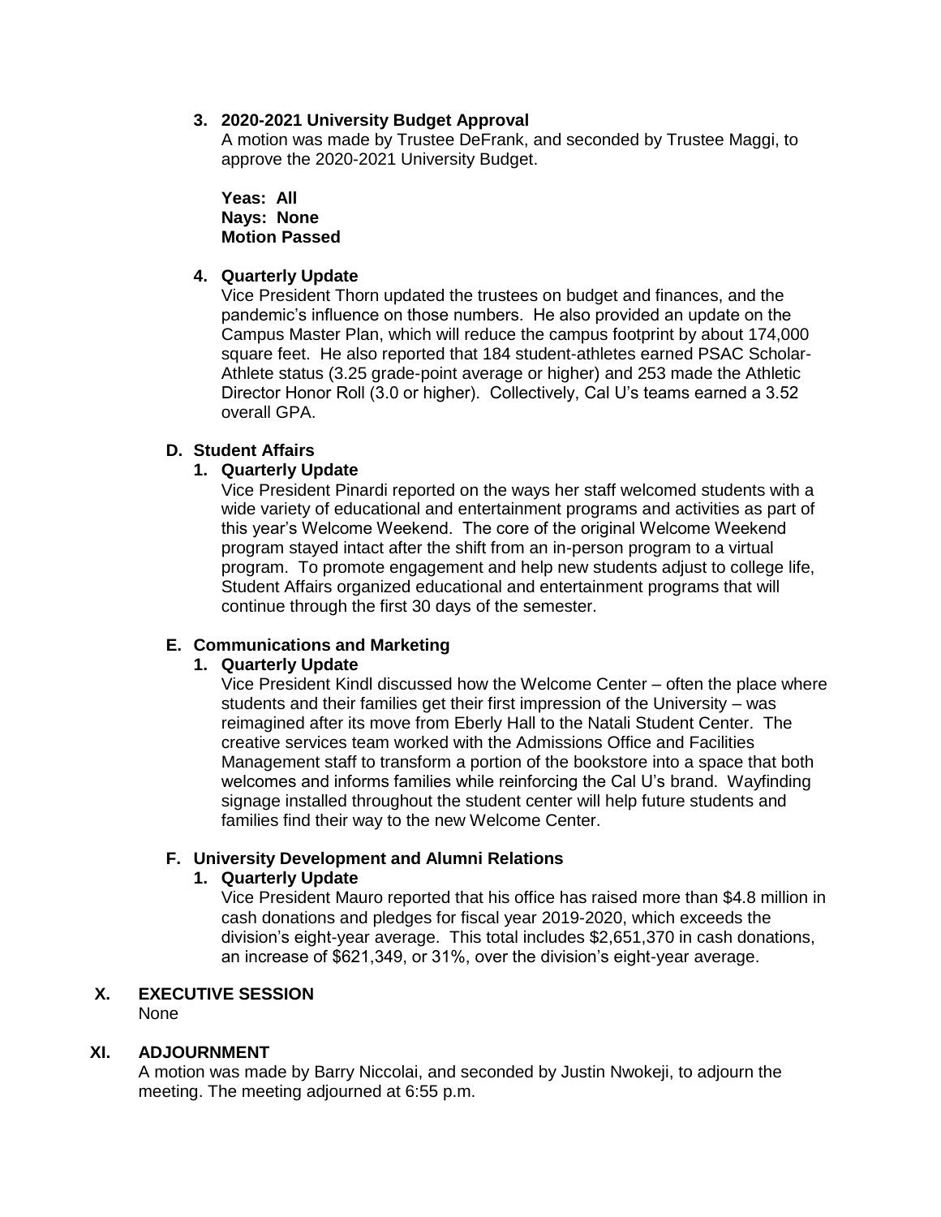3. **2020-2021 University Budget Approval**
   A motion was made by Trustee DeFrank, and seconded by Trustee Maggi, to approve the 2020-2021 University Budget.

   **Yeas: All**
   **Nays: None**
   **Motion Passed**

4. **Quarterly Update**
   Vice President Thorn updated the trustees on budget and finances, and the pandemic's influence on those numbers. He also provided an update on the Campus Master Plan, which will reduce the campus footprint by about 174,000 square feet. He also reported that 184 student-athletes earned PSAC Scholar-Athlete status (3.25 grade-point average or higher) and 253 made the Athletic Director Honor Roll (3.0 or higher). Collectively, Cal U's teams earned a 3.52 overall GPA.

**D. Student Affairs**

1. **Quarterly Update**
   Vice President Pinardi reported on the ways her staff welcomed students with a wide variety of educational and entertainment programs and activities as part of this year's Welcome Weekend. The core of the original Welcome Weekend program stayed intact after the shift from an in-person program to a virtual program. To promote engagement and help new students adjust to college life, Student Affairs organized educational and entertainment programs that will continue through the first 30 days of the semester.

**E. Communications and Marketing**

1. **Quarterly Update**
   Vice President Kindl discussed how the Welcome Center – often the place where students and their families get their first impression of the University – was reimagined after its move from Eberly Hall to the Natali Student Center. The creative services team worked with the Admissions Office and Facilities Management staff to transform a portion of the bookstore into a space that both welcomes and informs families while reinforcing the Cal U's brand. Wayfinding signage installed throughout the student center will help future students and families find their way to the new Welcome Center.

**F. University Development and Alumni Relations**

1. **Quarterly Update**
   Vice President Mauro reported that his office has raised more than $4.8 million in cash donations and pledges for fiscal year 2019-2020, which exceeds the division's eight-year average. This total includes $2,651,370 in cash donations, an increase of $621,349, or 31%, over the division's eight-year average.

## X. EXECUTIVE SESSION

None

## XI. ADJOURNMENT

A motion was made by Barry Niccolai, and seconded by Justin Nwokeji, to adjourn the meeting. The meeting adjourned at 6:55 p.m.